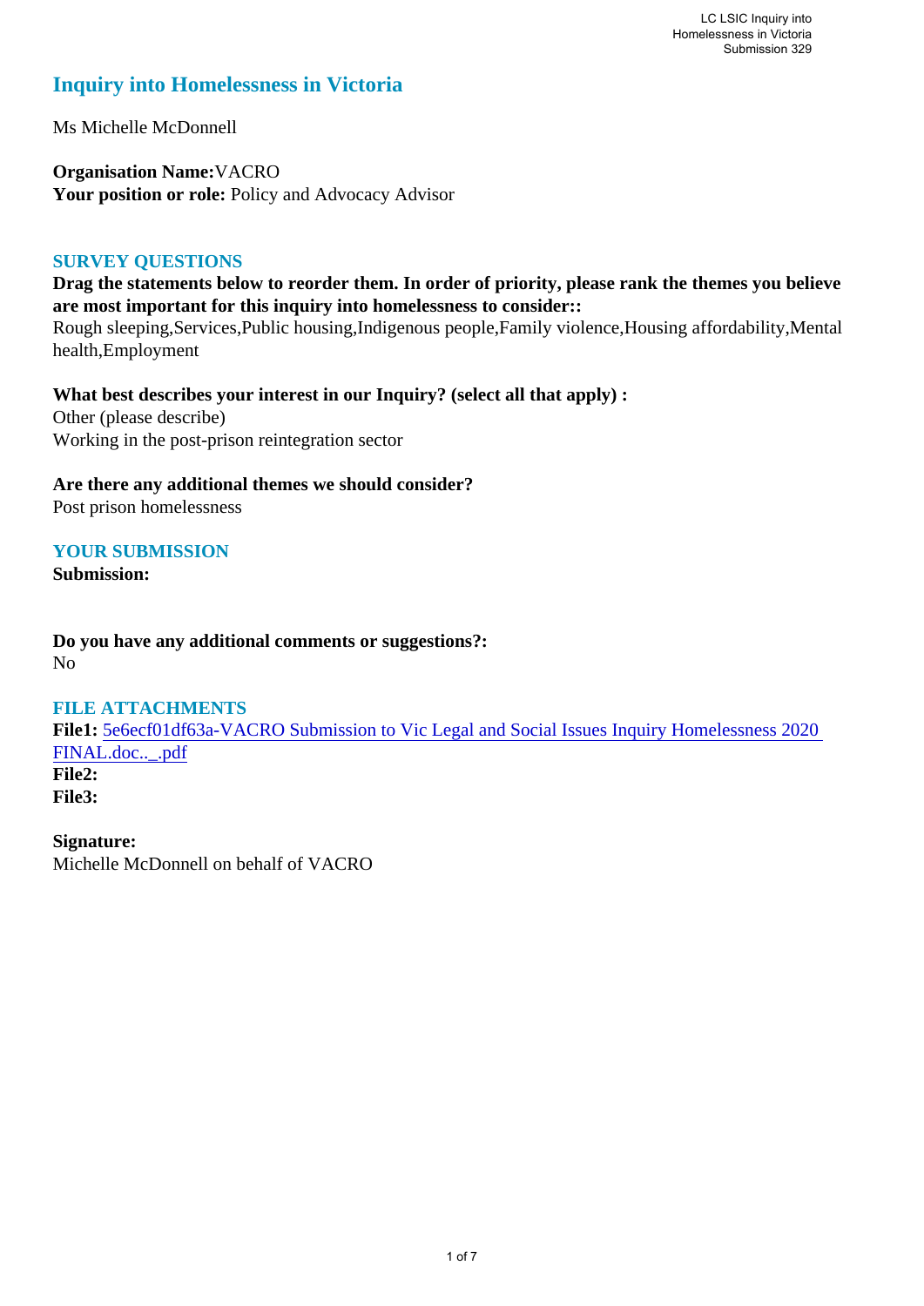# Inquiry into Homelessness in Victoria

Ms Michelle McDonnell

**Organisation Name:** VACRO
**Your position or role:** Policy and Advocacy Advisor

## SURVEY QUESTIONS

**Drag the statements below to reorder them. In order of priority, please rank the themes you believe are most important for this inquiry into homelessness to consider::**
Rough sleeping,Services,Public housing,Indigenous people,Family violence,Housing affordability,Mental health,Employment

**What best describes your interest in our Inquiry? (select all that apply) :**
Other (please describe)
Working in the post-prison reintegration sector

**Are there any additional themes we should consider?**
Post prison homelessness

## YOUR SUBMISSION

**Submission:**

**Do you have any additional comments or suggestions?:**
No

## FILE ATTACHMENTS

**File1:** 5e6ecf01df63a-VACRO Submission to Vic Legal and Social Issues Inquiry Homelessness 2020 FINAL.doc.._.pdf
**File2:**
**File3:**

**Signature:**
Michelle McDonnell on behalf of VACRO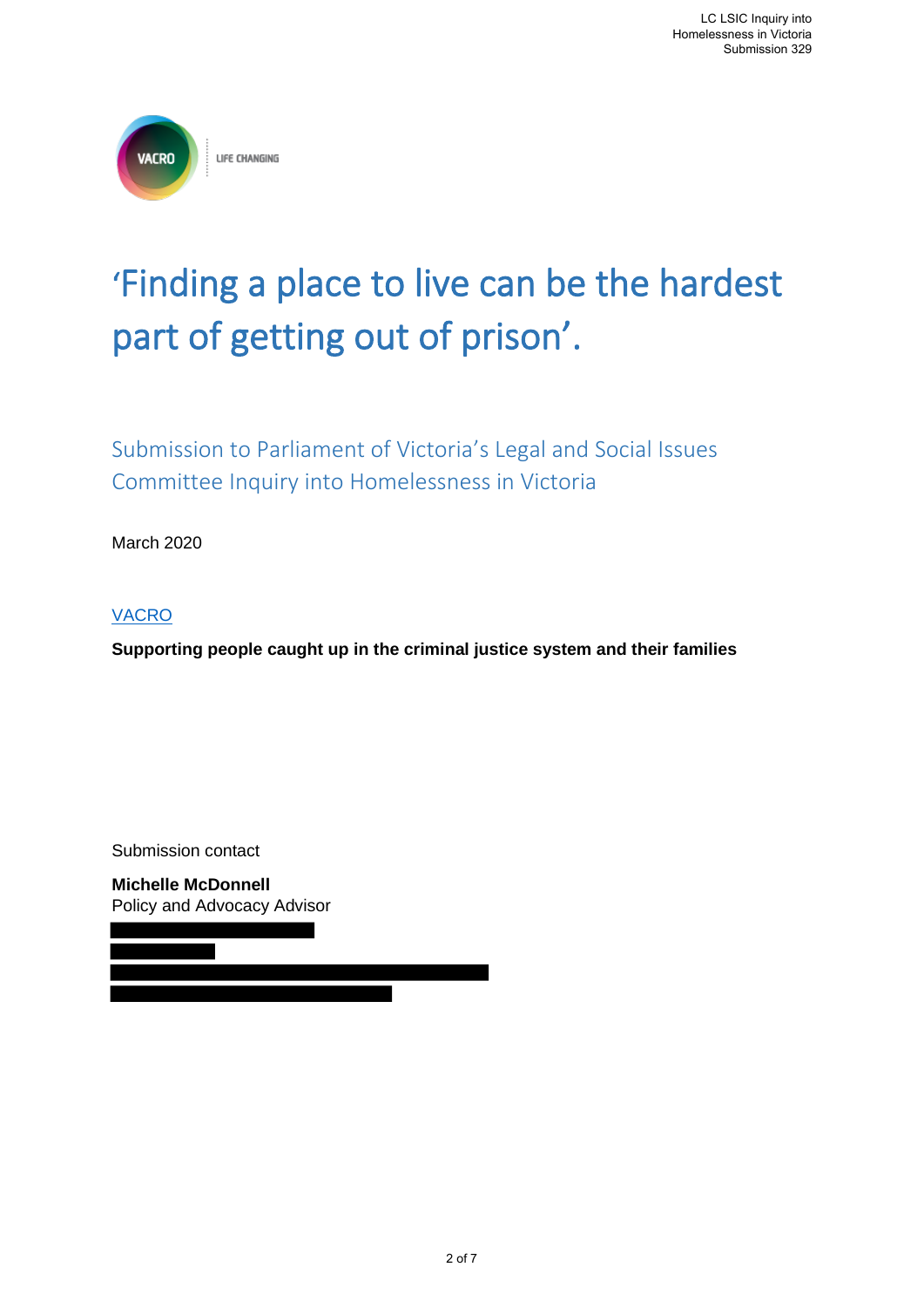# ‘Finding a place to live can be the hardest part of getting out of prison’.

## Submission to Parliament of Victoria’s Legal and Social Issues Committee Inquiry into Homelessness in Victoria

March 2020

[VACRO](VACRO)

**Supporting people caught up in the criminal justice system and their families**

Submission contact

**Michelle McDonnell**
Policy and Advocacy Advisor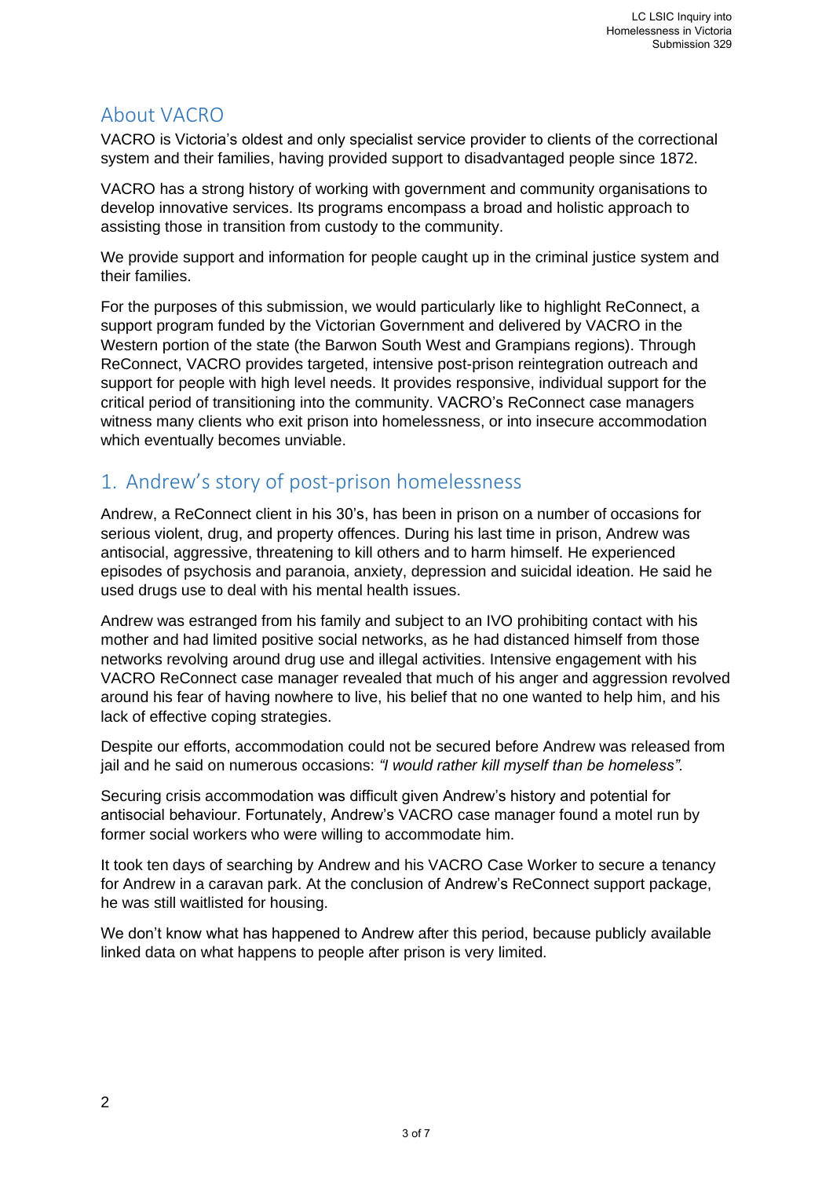## About VACRO

VACRO is Victoria's oldest and only specialist service provider to clients of the correctional system and their families, having provided support to disadvantaged people since 1872.

VACRO has a strong history of working with government and community organisations to develop innovative services. Its programs encompass a broad and holistic approach to assisting those in transition from custody to the community.

We provide support and information for people caught up in the criminal justice system and their families.

For the purposes of this submission, we would particularly like to highlight ReConnect, a support program funded by the Victorian Government and delivered by VACRO in the Western portion of the state (the Barwon South West and Grampians regions). Through ReConnect, VACRO provides targeted, intensive post-prison reintegration outreach and support for people with high level needs. It provides responsive, individual support for the critical period of transitioning into the community. VACRO's ReConnect case managers witness many clients who exit prison into homelessness, or into insecure accommodation which eventually becomes unviable.

## 1. Andrew's story of post-prison homelessness

Andrew, a ReConnect client in his 30's, has been in prison on a number of occasions for serious violent, drug, and property offences. During his last time in prison, Andrew was antisocial, aggressive, threatening to kill others and to harm himself. He experienced episodes of psychosis and paranoia, anxiety, depression and suicidal ideation. He said he used drugs use to deal with his mental health issues.

Andrew was estranged from his family and subject to an IVO prohibiting contact with his mother and had limited positive social networks, as he had distanced himself from those networks revolving around drug use and illegal activities. Intensive engagement with his VACRO ReConnect case manager revealed that much of his anger and aggression revolved around his fear of having nowhere to live, his belief that no one wanted to help him, and his lack of effective coping strategies.

Despite our efforts, accommodation could not be secured before Andrew was released from jail and he said on numerous occasions: *"I would rather kill myself than be homeless".*

Securing crisis accommodation was difficult given Andrew's history and potential for antisocial behaviour. Fortunately, Andrew's VACRO case manager found a motel run by former social workers who were willing to accommodate him.

It took ten days of searching by Andrew and his VACRO Case Worker to secure a tenancy for Andrew in a caravan park. At the conclusion of Andrew's ReConnect support package, he was still waitlisted for housing.

We don't know what has happened to Andrew after this period, because publicly available linked data on what happens to people after prison is very limited.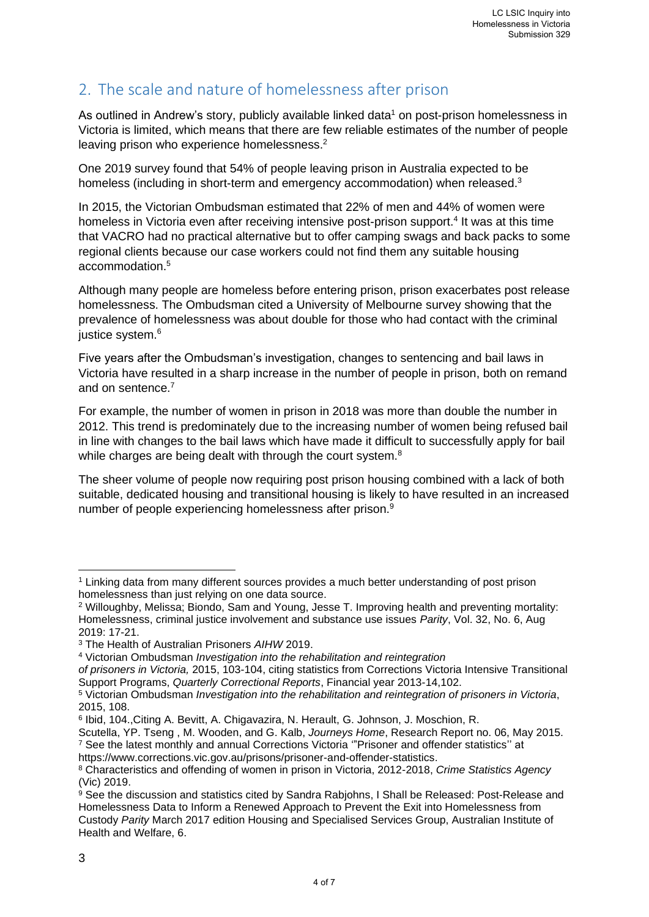## 2. The scale and nature of homelessness after prison

As outlined in Andrew's story, publicly available linked data[1] on post-prison homelessness in Victoria is limited, which means that there are few reliable estimates of the number of people leaving prison who experience homelessness.[2]

One 2019 survey found that 54% of people leaving prison in Australia expected to be homeless (including in short-term and emergency accommodation) when released.[3]

In 2015, the Victorian Ombudsman estimated that 22% of men and 44% of women were homeless in Victoria even after receiving intensive post-prison support.[4] It was at this time that VACRO had no practical alternative but to offer camping swags and back packs to some regional clients because our case workers could not find them any suitable housing accommodation.[5]

Although many people are homeless before entering prison, prison exacerbates post release homelessness. The Ombudsman cited a University of Melbourne survey showing that the prevalence of homelessness was about double for those who had contact with the criminal justice system.[6]

Five years after the Ombudsman's investigation, changes to sentencing and bail laws in Victoria have resulted in a sharp increase in the number of people in prison, both on remand and on sentence.[7]

For example, the number of women in prison in 2018 was more than double the number in 2012. This trend is predominately due to the increasing number of women being refused bail in line with changes to the bail laws which have made it difficult to successfully apply for bail while charges are being dealt with through the court system.[8]

The sheer volume of people now requiring post prison housing combined with a lack of both suitable, dedicated housing and transitional housing is likely to have resulted in an increased number of people experiencing homelessness after prison.[9]

---

[1] Linking data from many different sources provides a much better understanding of post prison homelessness than just relying on one data source.

[2] Willoughby, Melissa; Biondo, Sam and Young, Jesse T. Improving health and preventing mortality: Homelessness, criminal justice involvement and substance use issues *Parity*, Vol. 32, No. 6, Aug 2019: 17-21.

[3] The Health of Australian Prisoners *AIHW* 2019.

[4] Victorian Ombudsman *Investigation into the rehabilitation and reintegration of prisoners in Victoria,* 2015, 103-104, citing statistics from Corrections Victoria Intensive Transitional Support Programs, *Quarterly Correctional Reports*, Financial year 2013-14,102.

[5] Victorian Ombudsman *Investigation into the rehabilitation and reintegration of prisoners in Victoria*, 2015, 108.

[6] Ibid, 104.,Citing A. Bevitt, A. Chigavazira, N. Herault, G. Johnson, J. Moschion, R. Scutella, YP. Tseng , M. Wooden, and G. Kalb, *Journeys Home*, Research Report no. 06, May 2015.

[7] See the latest monthly and annual Corrections Victoria '"Prisoner and offender statistics'' at https://www.corrections.vic.gov.au/prisons/prisoner-and-offender-statistics.

[8] Characteristics and offending of women in prison in Victoria, 2012-2018, *Crime Statistics Agency* (Vic) 2019.

[9] See the discussion and statistics cited by Sandra Rabjohns, I Shall be Released: Post-Release and Homelessness Data to Inform a Renewed Approach to Prevent the Exit into Homelessness from Custody *Parity* March 2017 edition Housing and Specialised Services Group, Australian Institute of Health and Welfare, 6.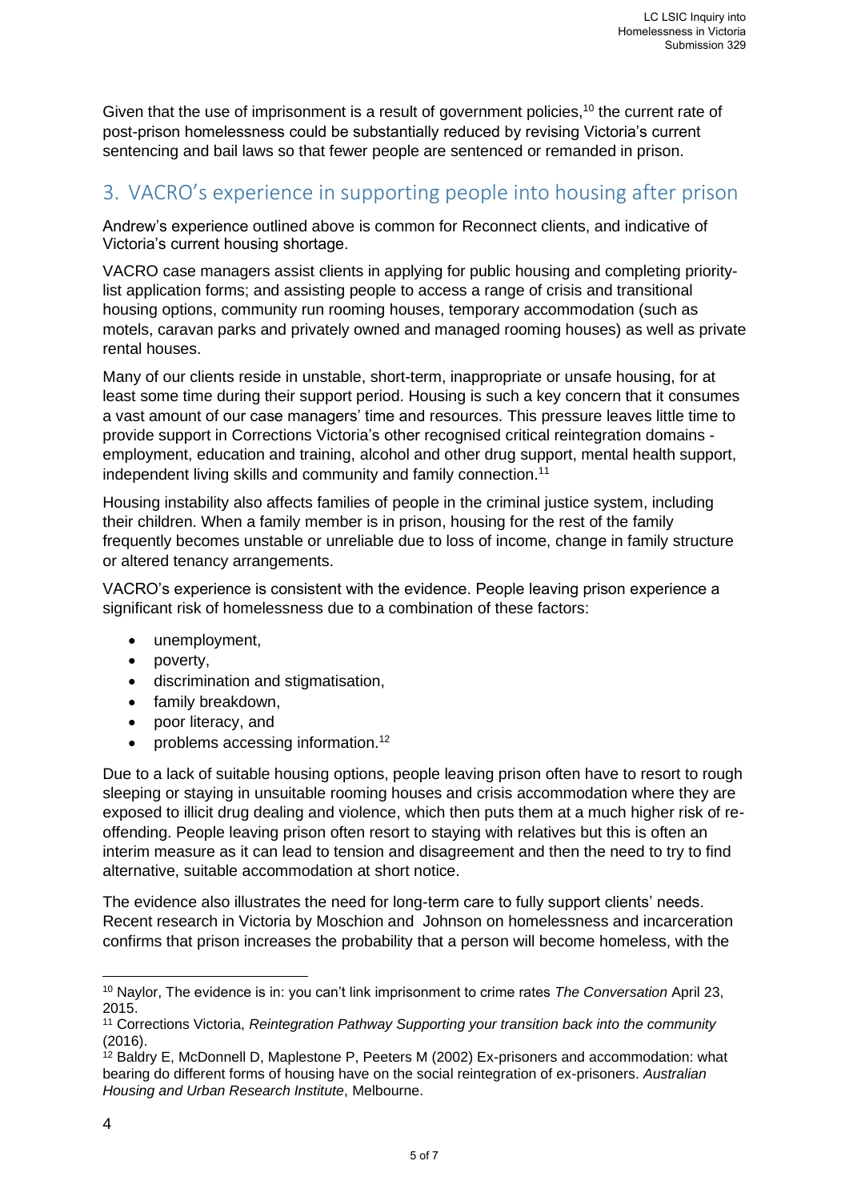Given that the use of imprisonment is a result of government policies,[10] the current rate of post-prison homelessness could be substantially reduced by revising Victoria's current sentencing and bail laws so that fewer people are sentenced or remanded in prison.

## 3. VACRO's experience in supporting people into housing after prison

Andrew's experience outlined above is common for Reconnect clients, and indicative of Victoria's current housing shortage.

VACRO case managers assist clients in applying for public housing and completing priority-list application forms; and assisting people to access a range of crisis and transitional housing options, community run rooming houses, temporary accommodation (such as motels, caravan parks and privately owned and managed rooming houses) as well as private rental houses.

Many of our clients reside in unstable, short-term, inappropriate or unsafe housing, for at least some time during their support period. Housing is such a key concern that it consumes a vast amount of our case managers' time and resources. This pressure leaves little time to provide support in Corrections Victoria's other recognised critical reintegration domains - employment, education and training, alcohol and other drug support, mental health support, independent living skills and community and family connection.[11]

Housing instability also affects families of people in the criminal justice system, including their children. When a family member is in prison, housing for the rest of the family frequently becomes unstable or unreliable due to loss of income, change in family structure or altered tenancy arrangements.

VACRO's experience is consistent with the evidence. People leaving prison experience a significant risk of homelessness due to a combination of these factors:

- unemployment,
- poverty,
- discrimination and stigmatisation,
- family breakdown,
- poor literacy, and
- problems accessing information.[12]

Due to a lack of suitable housing options, people leaving prison often have to resort to rough sleeping or staying in unsuitable rooming houses and crisis accommodation where they are exposed to illicit drug dealing and violence, which then puts them at a much higher risk of re-offending. People leaving prison often resort to staying with relatives but this is often an interim measure as it can lead to tension and disagreement and then the need to try to find alternative, suitable accommodation at short notice.

The evidence also illustrates the need for long-term care to fully support clients' needs. Recent research in Victoria by Moschion and Johnson on homelessness and incarceration confirms that prison increases the probability that a person will become homeless, with the

---

[10] Naylor, The evidence is in: you can't link imprisonment to crime rates *The Conversation* April 23, 2015.

[11] Corrections Victoria, *Reintegration Pathway Supporting your transition back into the community* (2016).

[12] Baldry E, McDonnell D, Maplestone P, Peeters M (2002) Ex-prisoners and accommodation: what bearing do different forms of housing have on the social reintegration of ex-prisoners. *Australian Housing and Urban Research Institute*, Melbourne.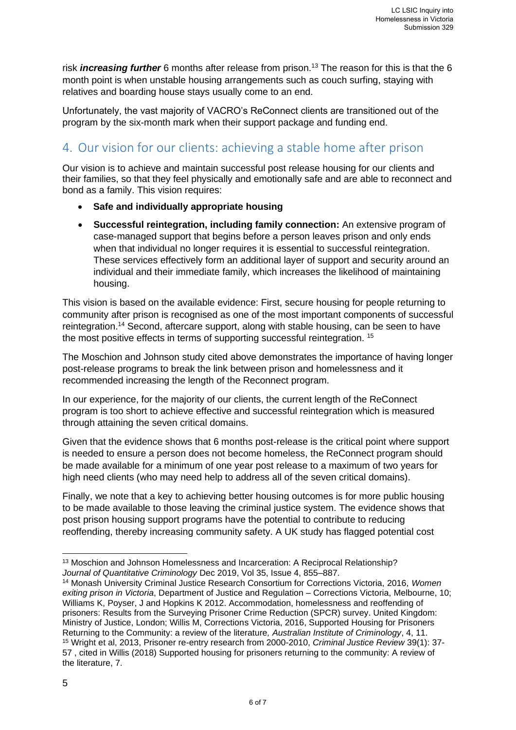risk ***increasing further*** 6 months after release from prison.[13] The reason for this is that the 6 month point is when unstable housing arrangements such as couch surfing, staying with relatives and boarding house stays usually come to an end.

Unfortunately, the vast majority of VACRO's ReConnect clients are transitioned out of the program by the six-month mark when their support package and funding end.

## 4. Our vision for our clients: achieving a stable home after prison

Our vision is to achieve and maintain successful post release housing for our clients and their families, so that they feel physically and emotionally safe and are able to reconnect and bond as a family. This vision requires:

- **Safe and individually appropriate housing**
- **Successful reintegration, including family connection:** An extensive program of case-managed support that begins before a person leaves prison and only ends when that individual no longer requires it is essential to successful reintegration. These services effectively form an additional layer of support and security around an individual and their immediate family, which increases the likelihood of maintaining housing.

This vision is based on the available evidence: First, secure housing for people returning to community after prison is recognised as one of the most important components of successful reintegration.[14] Second, aftercare support, along with stable housing, can be seen to have the most positive effects in terms of supporting successful reintegration. [15]

The Moschion and Johnson study cited above demonstrates the importance of having longer post-release programs to break the link between prison and homelessness and it recommended increasing the length of the Reconnect program.

In our experience, for the majority of our clients, the current length of the ReConnect program is too short to achieve effective and successful reintegration which is measured through attaining the seven critical domains.

Given that the evidence shows that 6 months post-release is the critical point where support is needed to ensure a person does not become homeless, the ReConnect program should be made available for a minimum of one year post release to a maximum of two years for high need clients (who may need help to address all of the seven critical domains).

Finally, we note that a key to achieving better housing outcomes is for more public housing to be made available to those leaving the criminal justice system. The evidence shows that post prison housing support programs have the potential to contribute to reducing reoffending, thereby increasing community safety. A UK study has flagged potential cost

---

[13] Moschion and Johnson Homelessness and Incarceration: A Reciprocal Relationship? *Journal of Quantitative Criminology* Dec 2019, Vol 35, Issue 4, 855–887.

[14] Monash University Criminal Justice Research Consortium for Corrections Victoria, 2016, *Women exiting prison in Victoria*, Department of Justice and Regulation – Corrections Victoria, Melbourne, 10; Williams K, Poyser, J and Hopkins K 2012. Accommodation, homelessness and reoffending of prisoners: Results from the Surveying Prisoner Crime Reduction (SPCR) survey. United Kingdom: Ministry of Justice, London; Willis M, Corrections Victoria, 2016, Supported Housing for Prisoners Returning to the Community: a review of the literature*, Australian Institute of Criminology*, 4, 11.

[15] Wright et al, 2013, Prisoner re-entry research from 2000-2010, *Criminal Justice Review* 39(1): 37-57 , cited in Willis (2018) Supported housing for prisoners returning to the community: A review of the literature, 7.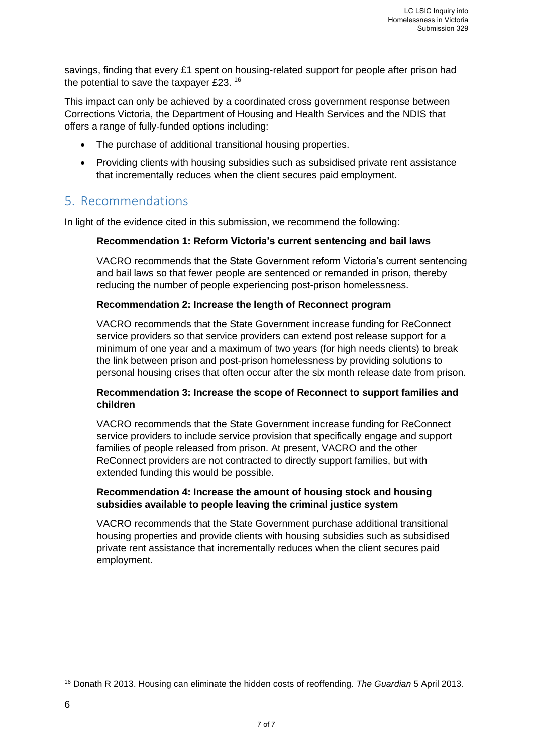savings, finding that every £1 spent on housing-related support for people after prison had the potential to save the taxpayer £23. [16]

This impact can only be achieved by a coordinated cross government response between Corrections Victoria, the Department of Housing and Health Services and the NDIS that offers a range of fully-funded options including:

- The purchase of additional transitional housing properties.
- Providing clients with housing subsidies such as subsidised private rent assistance that incrementally reduces when the client secures paid employment.

## 5. Recommendations

In light of the evidence cited in this submission, we recommend the following:

**Recommendation 1: Reform Victoria's current sentencing and bail laws**

VACRO recommends that the State Government reform Victoria's current sentencing and bail laws so that fewer people are sentenced or remanded in prison, thereby reducing the number of people experiencing post-prison homelessness.

**Recommendation 2: Increase the length of Reconnect program**

VACRO recommends that the State Government increase funding for ReConnect service providers so that service providers can extend post release support for a minimum of one year and a maximum of two years (for high needs clients) to break the link between prison and post-prison homelessness by providing solutions to personal housing crises that often occur after the six month release date from prison.

**Recommendation 3: Increase the scope of Reconnect to support families and children**

VACRO recommends that the State Government increase funding for ReConnect service providers to include service provision that specifically engage and support families of people released from prison. At present, VACRO and the other ReConnect providers are not contracted to directly support families, but with extended funding this would be possible.

**Recommendation 4: Increase the amount of housing stock and housing subsidies available to people leaving the criminal justice system**

VACRO recommends that the State Government purchase additional transitional housing properties and provide clients with housing subsidies such as subsidised private rent assistance that incrementally reduces when the client secures paid employment.

---

[16] Donath R 2013. Housing can eliminate the hidden costs of reoffending. *The Guardian* 5 April 2013.